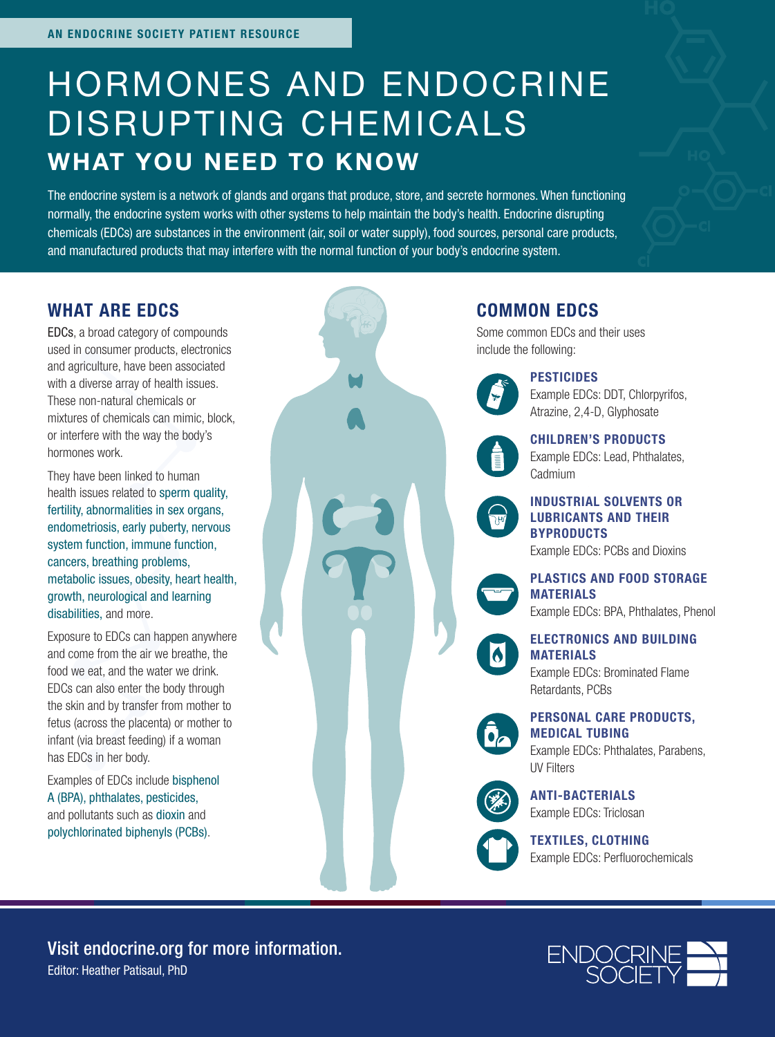AN ENDOCRINE SOCIETY PATIENT RESOURCE

# HORMONES AND ENDOCRINE DISRUPTING CHEMICALS

## WHAT YOU NEED TO KNOW

The endocrine system is a network of glands and organs that produce, store, and secrete hormones. When functioning normally, the endocrine system works with other systems to help maintain the body's health. Endocrine disrupting chemicals (EDCs) are substances in the environment (air, soil or water supply), food sources, personal care products, and manufactured products that may interfere with the normal function of your body's endocrine system.

## WHAT ARE EDCS

EDCs, a broad category of compounds used in consumer products, electronics and agriculture, have been associated with a diverse array of health issues. These non-natural chemicals or mixtures of chemicals can mimic, block, or interfere with the way the body's hormones work.

They have been linked to human health issues related to sperm quality, fertility, abnormalities in sex organs, endometriosis, early puberty, nervous system function, immune function, cancers, breathing problems, metabolic issues, obesity, heart health, growth, neurological and learning disabilities, and more.

Exposure to EDCs can happen anywhere and come from the air we breathe, the food we eat, and the water we drink. EDCs can also enter the body through the skin and by transfer from mother to fetus (across the placenta) or mother to infant (via breast feeding) if a woman has EDCs in her body.

Examples of EDCs include bisphenol A (BPA), phthalates, pesticides, and pollutants such as dioxin and polychlorinated biphenyls (PCBs).

## COMMON EDCS

Some common EDCs and their uses include the following:

**PESTICIDES**
Example EDCs: DDT, Chlorpyrifos, Atrazine, 2,4-D, Glyphosate

**CHILDREN'S PRODUCTS**
Example EDCs: Lead, Phthalates, Cadmium

**INDUSTRIAL SOLVENTS OR LUBRICANTS AND THEIR BYPRODUCTS**
Example EDCs: PCBs and Dioxins

**PLASTICS AND FOOD STORAGE MATERIALS**
Example EDCs: BPA, Phthalates, Phenol

**ELECTRONICS AND BUILDING MATERIALS**
Example EDCs: Brominated Flame Retardants, PCBs

**PERSONAL CARE PRODUCTS, MEDICAL TUBING**
Example EDCs: Phthalates, Parabens, UV Filters

**ANTI-BACTERIALS**
Example EDCs: Triclosan

**TEXTILES, CLOTHING**
Example EDCs: Perfluorochemicals

Visit endocrine.org for more information.
Editor: Heather Patisaul, PhD

ENDOCRINE SOCIETY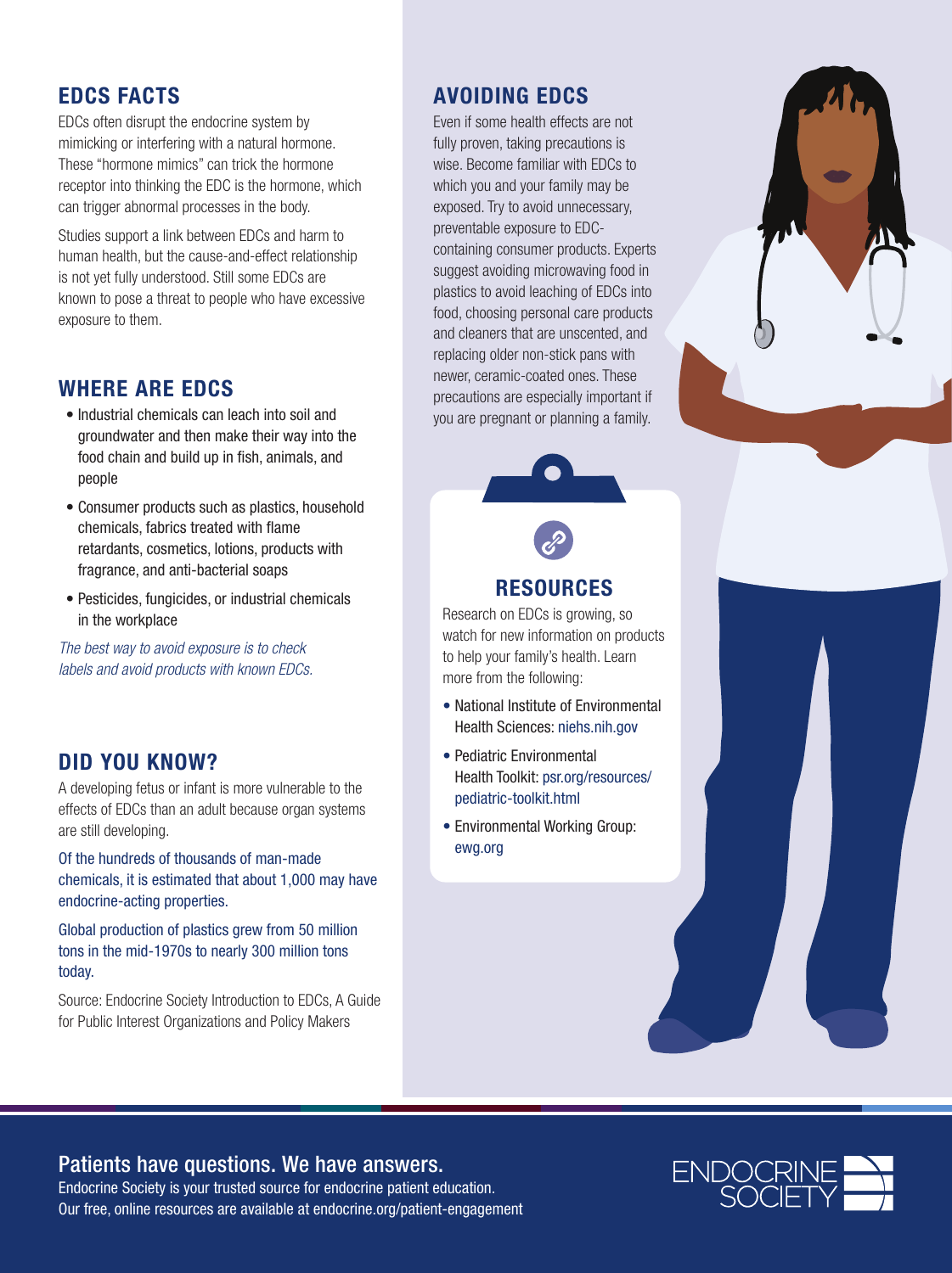## EDCS FACTS

EDCs often disrupt the endocrine system by mimicking or interfering with a natural hormone. These "hormone mimics" can trick the hormone receptor into thinking the EDC is the hormone, which can trigger abnormal processes in the body.

Studies support a link between EDCs and harm to human health, but the cause-and-effect relationship is not yet fully understood. Still some EDCs are known to pose a threat to people who have excessive exposure to them.

## WHERE ARE EDCS

- Industrial chemicals can leach into soil and groundwater and then make their way into the food chain and build up in fish, animals, and people
- Consumer products such as plastics, household chemicals, fabrics treated with flame retardants, cosmetics, lotions, products with fragrance, and anti-bacterial soaps
- Pesticides, fungicides, or industrial chemicals in the workplace

*The best way to avoid exposure is to check labels and avoid products with known EDCs.*

## DID YOU KNOW?

A developing fetus or infant is more vulnerable to the effects of EDCs than an adult because organ systems are still developing.

Of the hundreds of thousands of man-made chemicals, it is estimated that about 1,000 may have endocrine-acting properties.

Global production of plastics grew from 50 million tons in the mid-1970s to nearly 300 million tons today.

Source: Endocrine Society Introduction to EDCs, A Guide for Public Interest Organizations and Policy Makers

## AVOIDING EDCS

Even if some health effects are not fully proven, taking precautions is wise. Become familiar with EDCs to which you and your family may be exposed. Try to avoid unnecessary, preventable exposure to EDC-containing consumer products. Experts suggest avoiding microwaving food in plastics to avoid leaching of EDCs into food, choosing personal care products and cleaners that are unscented, and replacing older non-stick pans with newer, ceramic-coated ones. These precautions are especially important if you are pregnant or planning a family.

## RESOURCES

Research on EDCs is growing, so watch for new information on products to help your family's health. Learn more from the following:

- National Institute of Environmental Health Sciences: niehs.nih.gov
- Pediatric Environmental Health Toolkit: psr.org/resources/pediatric-toolkit.html
- Environmental Working Group: ewg.org

**Patients have questions. We have answers.**

Endocrine Society is your trusted source for endocrine patient education. Our free, online resources are available at endocrine.org/patient-engagement

ENDOCRINE SOCIETY